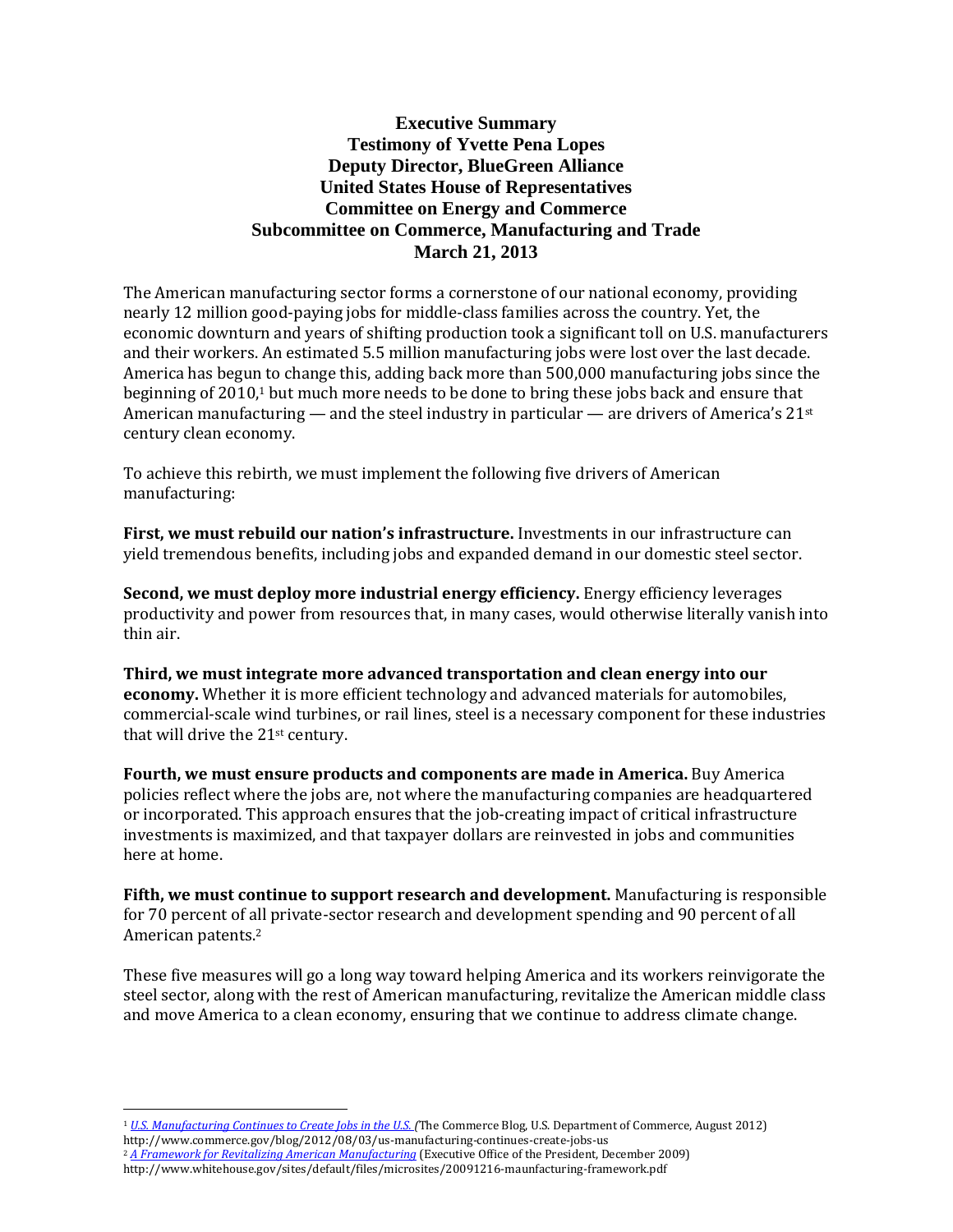# Executive Summary
## Testimony of Yvette Pena Lopes
## Deputy Director, BlueGreen Alliance
## United States House of Representatives
## Committee on Energy and Commerce
## Subcommittee on Commerce, Manufacturing and Trade
## March 21, 2013

The American manufacturing sector forms a cornerstone of our national economy, providing nearly 12 million good-paying jobs for middle-class families across the country. Yet, the economic downturn and years of shifting production took a significant toll on U.S. manufacturers and their workers. An estimated 5.5 million manufacturing jobs were lost over the last decade. America has begun to change this, adding back more than 500,000 manufacturing jobs since the beginning of 2010,[1] but much more needs to be done to bring these jobs back and ensure that American manufacturing — and the steel industry in particular — are drivers of America's 21st century clean economy.

To achieve this rebirth, we must implement the following five drivers of American manufacturing:

**First, we must rebuild our nation's infrastructure.** Investments in our infrastructure can yield tremendous benefits, including jobs and expanded demand in our domestic steel sector.

**Second, we must deploy more industrial energy efficiency.** Energy efficiency leverages productivity and power from resources that, in many cases, would otherwise literally vanish into thin air.

**Third, we must integrate more advanced transportation and clean energy into our economy.** Whether it is more efficient technology and advanced materials for automobiles, commercial-scale wind turbines, or rail lines, steel is a necessary component for these industries that will drive the 21st century.

**Fourth, we must ensure products and components are made in America.** Buy America policies reflect where the jobs are, not where the manufacturing companies are headquartered or incorporated. This approach ensures that the job-creating impact of critical infrastructure investments is maximized, and that taxpayer dollars are reinvested in jobs and communities here at home.

**Fifth, we must continue to support research and development.** Manufacturing is responsible for 70 percent of all private-sector research and development spending and 90 percent of all American patents.[2]

These five measures will go a long way toward helping America and its workers reinvigorate the steel sector, along with the rest of American manufacturing, revitalize the American middle class and move America to a clean economy, ensuring that we continue to address climate change.

---

[1] *U.S. Manufacturing Continues to Create Jobs in the U.S.* (The Commerce Blog, U.S. Department of Commerce, August 2012) http://www.commerce.gov/blog/2012/08/03/us-manufacturing-continues-create-jobs-us

[2] *A Framework for Revitalizing American Manufacturing* (Executive Office of the President, December 2009) http://www.whitehouse.gov/sites/default/files/microsites/20091216-maunfacturing-framework.pdf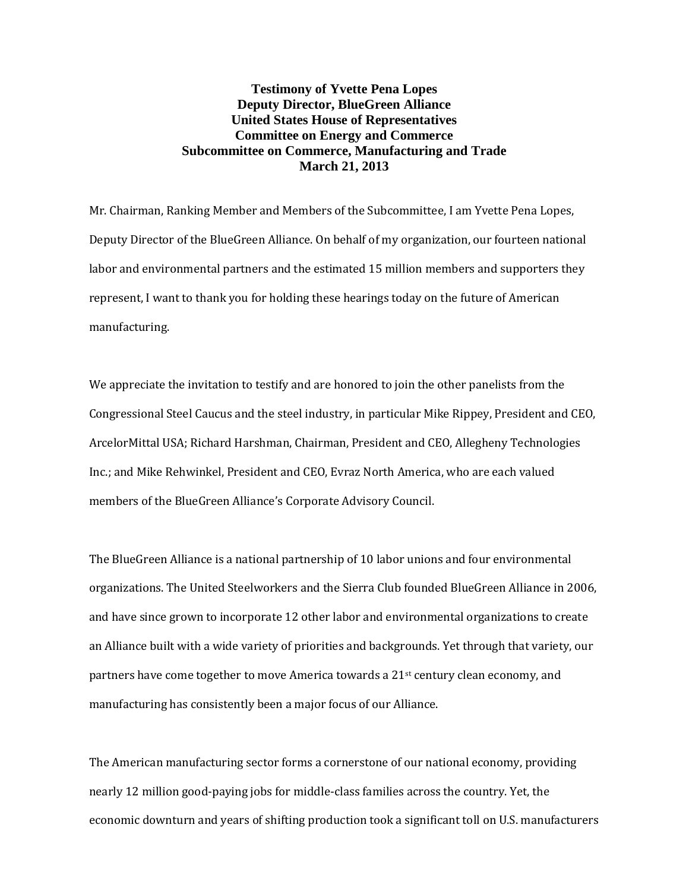**Testimony of Yvette Pena Lopes**
**Deputy Director, BlueGreen Alliance**
**United States House of Representatives**
**Committee on Energy and Commerce**
**Subcommittee on Commerce, Manufacturing and Trade**
**March 21, 2013**

Mr. Chairman, Ranking Member and Members of the Subcommittee, I am Yvette Pena Lopes, Deputy Director of the BlueGreen Alliance. On behalf of my organization, our fourteen national labor and environmental partners and the estimated 15 million members and supporters they represent, I want to thank you for holding these hearings today on the future of American manufacturing.

We appreciate the invitation to testify and are honored to join the other panelists from the Congressional Steel Caucus and the steel industry, in particular Mike Rippey, President and CEO, ArcelorMittal USA; Richard Harshman, Chairman, President and CEO, Allegheny Technologies Inc.; and Mike Rehwinkel, President and CEO, Evraz North America, who are each valued members of the BlueGreen Alliance's Corporate Advisory Council.

The BlueGreen Alliance is a national partnership of 10 labor unions and four environmental organizations. The United Steelworkers and the Sierra Club founded BlueGreen Alliance in 2006, and have since grown to incorporate 12 other labor and environmental organizations to create an Alliance built with a wide variety of priorities and backgrounds. Yet through that variety, our partners have come together to move America towards a 21st century clean economy, and manufacturing has consistently been a major focus of our Alliance.

The American manufacturing sector forms a cornerstone of our national economy, providing nearly 12 million good-paying jobs for middle-class families across the country. Yet, the economic downturn and years of shifting production took a significant toll on U.S. manufacturers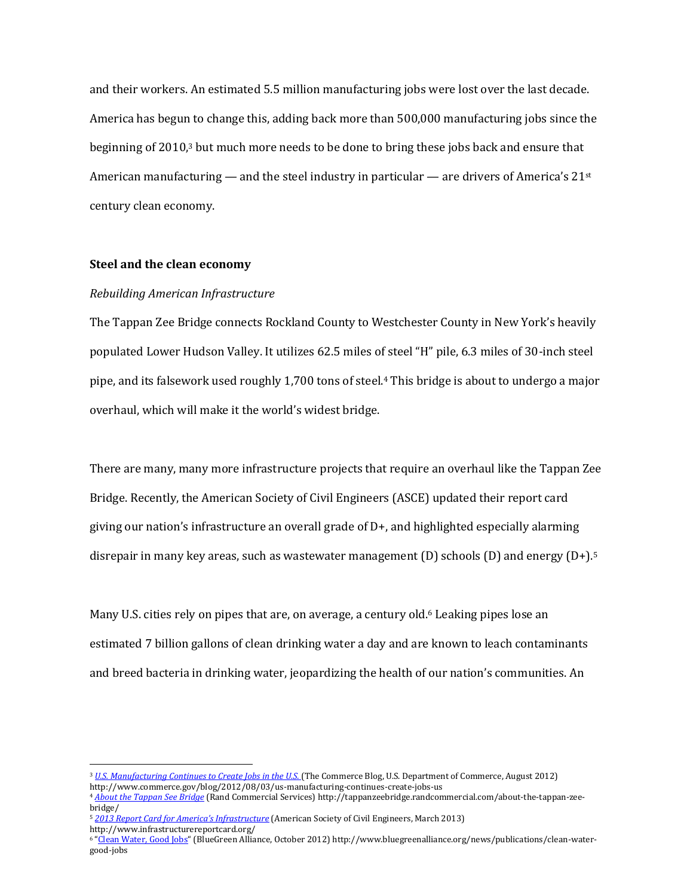and their workers. An estimated 5.5 million manufacturing jobs were lost over the last decade. America has begun to change this, adding back more than 500,000 manufacturing jobs since the beginning of 2010,[3] but much more needs to be done to bring these jobs back and ensure that American manufacturing — and the steel industry in particular — are drivers of America's 21st century clean economy.

## Steel and the clean economy

### *Rebuilding American Infrastructure*

The Tappan Zee Bridge connects Rockland County to Westchester County in New York's heavily populated Lower Hudson Valley. It utilizes 62.5 miles of steel "H" pile, 6.3 miles of 30-inch steel pipe, and its falsework used roughly 1,700 tons of steel.[4] This bridge is about to undergo a major overhaul, which will make it the world's widest bridge.

There are many, many more infrastructure projects that require an overhaul like the Tappan Zee Bridge. Recently, the American Society of Civil Engineers (ASCE) updated their report card giving our nation's infrastructure an overall grade of D+, and highlighted especially alarming disrepair in many key areas, such as wastewater management (D) schools (D) and energy (D+).[5]

Many U.S. cities rely on pipes that are, on average, a century old.[6] Leaking pipes lose an estimated 7 billion gallons of clean drinking water a day and are known to leach contaminants and breed bacteria in drinking water, jeopardizing the health of our nation's communities. An

---

[3] *U.S. Manufacturing Continues to Create Jobs in the U.S.* (The Commerce Blog, U.S. Department of Commerce, August 2012) http://www.commerce.gov/blog/2012/08/03/us-manufacturing-continues-create-jobs-us

[4] *About the Tappan See Bridge* (Rand Commercial Services) http://tappanzeebridge.randcommercial.com/about-the-tappan-zee-bridge/

[5] *2013 Report Card for America's Infrastructure* (American Society of Civil Engineers, March 2013) http://www.infrastructurereportcard.org/

[6] "Clean Water, Good Jobs" (BlueGreen Alliance, October 2012) http://www.bluegreenalliance.org/news/publications/clean-water-good-jobs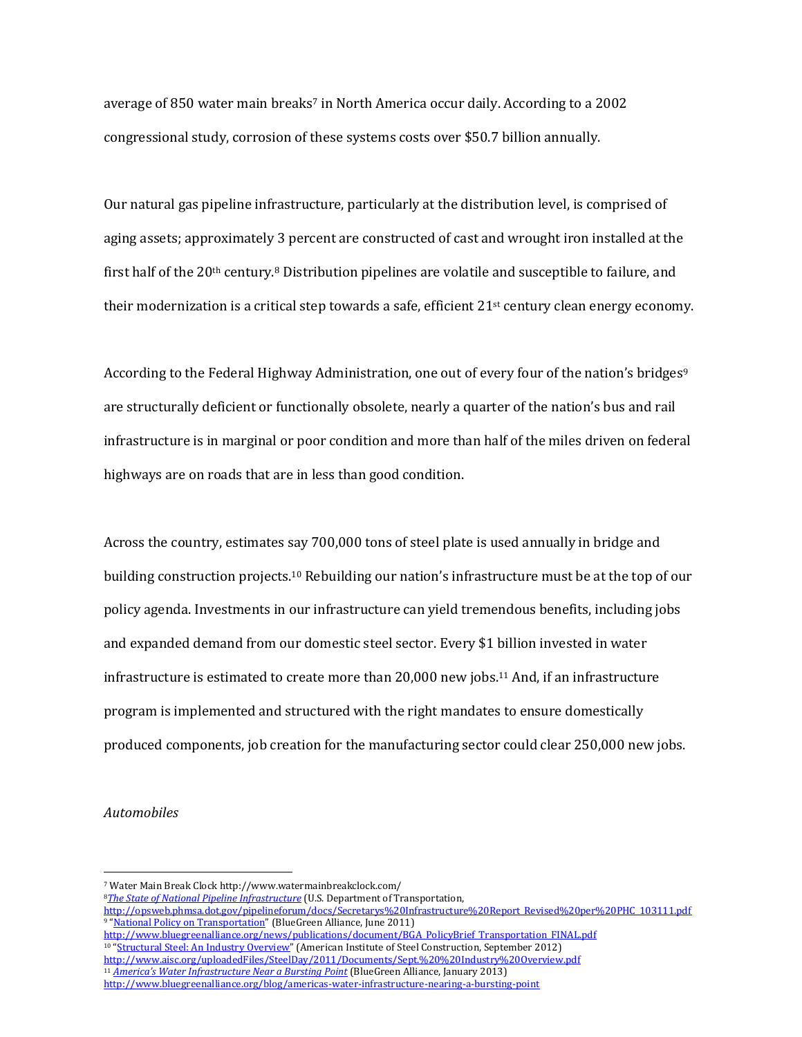average of 850 water main breaks[7] in North America occur daily. According to a 2002 congressional study, corrosion of these systems costs over $50.7 billion annually.

Our natural gas pipeline infrastructure, particularly at the distribution level, is comprised of aging assets; approximately 3 percent are constructed of cast and wrought iron installed at the first half of the 20th century.[8] Distribution pipelines are volatile and susceptible to failure, and their modernization is a critical step towards a safe, efficient 21st century clean energy economy.

According to the Federal Highway Administration, one out of every four of the nation's bridges[9] are structurally deficient or functionally obsolete, nearly a quarter of the nation's bus and rail infrastructure is in marginal or poor condition and more than half of the miles driven on federal highways are on roads that are in less than good condition.

Across the country, estimates say 700,000 tons of steel plate is used annually in bridge and building construction projects.[10] Rebuilding our nation's infrastructure must be at the top of our policy agenda. Investments in our infrastructure can yield tremendous benefits, including jobs and expanded demand from our domestic steel sector. Every $1 billion invested in water infrastructure is estimated to create more than 20,000 new jobs.[11] And, if an infrastructure program is implemented and structured with the right mandates to ensure domestically produced components, job creation for the manufacturing sector could clear 250,000 new jobs.

*Automobiles*

---

[7] Water Main Break Clock http://www.watermainbreakclock.com/

[8] *The State of National Pipeline Infrastructure* (U.S. Department of Transportation, http://opsweb.phmsa.dot.gov/pipelineforum/docs/Secretarys%20Infrastructure%20Report_Revised%20per%20PHC_103111.pdf

[9] "National Policy on Transportation" (BlueGreen Alliance, June 2011) http://www.bluegreenalliance.org/news/publications/document/BGA_PolicyBrief_Transportation_FINAL.pdf

[10] "Structural Steel: An Industry Overview" (American Institute of Steel Construction, September 2012) http://www.aisc.org/uploadedFiles/SteelDay/2011/Documents/Sept.%20%20Industry%20Overview.pdf

[11] *America's Water Infrastructure Near a Bursting Point* (BlueGreen Alliance, January 2013) http://www.bluegreenalliance.org/blog/americas-water-infrastructure-nearing-a-bursting-point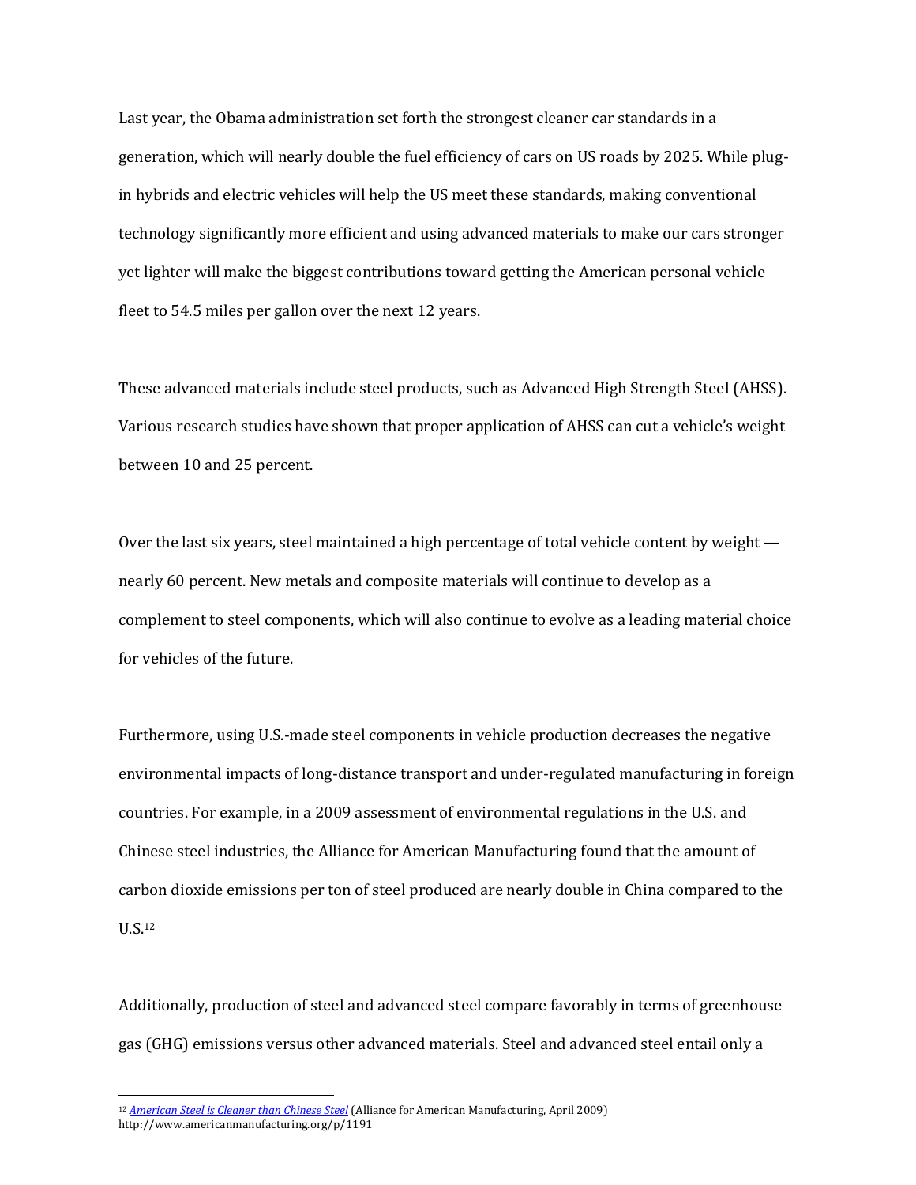Last year, the Obama administration set forth the strongest cleaner car standards in a generation, which will nearly double the fuel efficiency of cars on US roads by 2025. While plug-in hybrids and electric vehicles will help the US meet these standards, making conventional technology significantly more efficient and using advanced materials to make our cars stronger yet lighter will make the biggest contributions toward getting the American personal vehicle fleet to 54.5 miles per gallon over the next 12 years.

These advanced materials include steel products, such as Advanced High Strength Steel (AHSS). Various research studies have shown that proper application of AHSS can cut a vehicle's weight between 10 and 25 percent.

Over the last six years, steel maintained a high percentage of total vehicle content by weight — nearly 60 percent. New metals and composite materials will continue to develop as a complement to steel components, which will also continue to evolve as a leading material choice for vehicles of the future.

Furthermore, using U.S.-made steel components in vehicle production decreases the negative environmental impacts of long-distance transport and under-regulated manufacturing in foreign countries. For example, in a 2009 assessment of environmental regulations in the U.S. and Chinese steel industries, the Alliance for American Manufacturing found that the amount of carbon dioxide emissions per ton of steel produced are nearly double in China compared to the U.S.[12]

Additionally, production of steel and advanced steel compare favorably in terms of greenhouse gas (GHG) emissions versus other advanced materials. Steel and advanced steel entail only a

---

[12] *American Steel is Cleaner than Chinese Steel* (Alliance for American Manufacturing, April 2009) http://www.americanmanufacturing.org/p/1191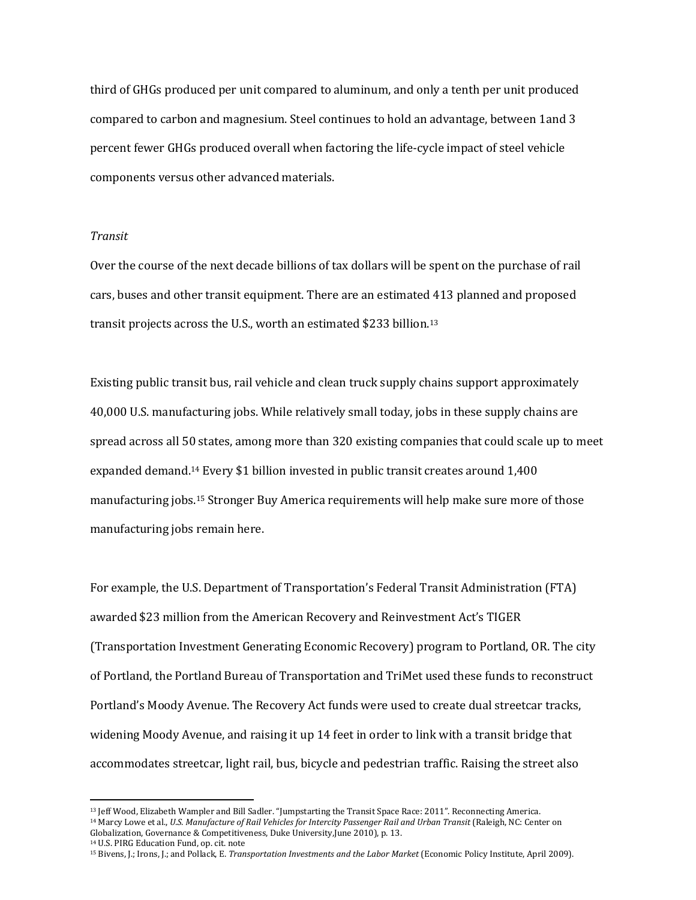third of GHGs produced per unit compared to aluminum, and only a tenth per unit produced compared to carbon and magnesium. Steel continues to hold an advantage, between 1and 3 percent fewer GHGs produced overall when factoring the life-cycle impact of steel vehicle components versus other advanced materials.

*Transit*

Over the course of the next decade billions of tax dollars will be spent on the purchase of rail cars, buses and other transit equipment. There are an estimated 413 planned and proposed transit projects across the U.S., worth an estimated $233 billion.[13]

Existing public transit bus, rail vehicle and clean truck supply chains support approximately 40,000 U.S. manufacturing jobs. While relatively small today, jobs in these supply chains are spread across all 50 states, among more than 320 existing companies that could scale up to meet expanded demand.[14] Every $1 billion invested in public transit creates around 1,400 manufacturing jobs.[15] Stronger Buy America requirements will help make sure more of those manufacturing jobs remain here.

For example, the U.S. Department of Transportation's Federal Transit Administration (FTA) awarded $23 million from the American Recovery and Reinvestment Act's TIGER (Transportation Investment Generating Economic Recovery) program to Portland, OR. The city of Portland, the Portland Bureau of Transportation and TriMet used these funds to reconstruct Portland's Moody Avenue. The Recovery Act funds were used to create dual streetcar tracks, widening Moody Avenue, and raising it up 14 feet in order to link with a transit bridge that accommodates streetcar, light rail, bus, bicycle and pedestrian traffic. Raising the street also

---

[13] Jeff Wood, Elizabeth Wampler and Bill Sadler. "Jumpstarting the Transit Space Race: 2011". Reconnecting America.

[14] Marcy Lowe et al., *U.S. Manufacture of Rail Vehicles for Intercity Passenger Rail and Urban Transit* (Raleigh, NC: Center on Globalization, Governance & Competitiveness, Duke University,June 2010), p. 13.

[14] U.S. PIRG Education Fund, op. cit. note

[15] Bivens, J.; Irons, J.; and Pollack, E. *Transportation Investments and the Labor Market* (Economic Policy Institute, April 2009).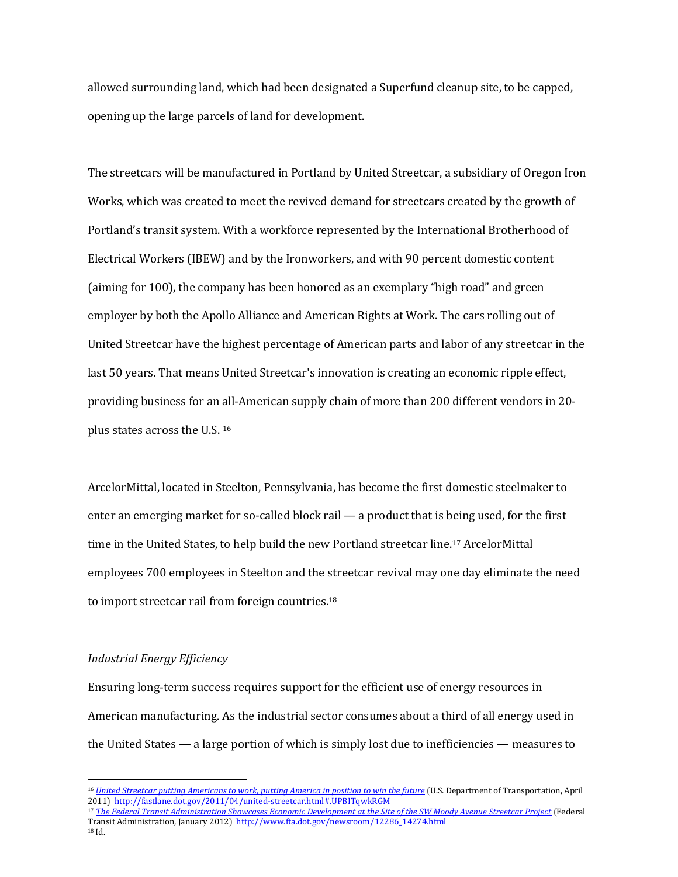allowed surrounding land, which had been designated a Superfund cleanup site, to be capped, opening up the large parcels of land for development.

The streetcars will be manufactured in Portland by United Streetcar, a subsidiary of Oregon Iron Works, which was created to meet the revived demand for streetcars created by the growth of Portland's transit system. With a workforce represented by the International Brotherhood of Electrical Workers (IBEW) and by the Ironworkers, and with 90 percent domestic content (aiming for 100), the company has been honored as an exemplary "high road" and green employer by both the Apollo Alliance and American Rights at Work. The cars rolling out of United Streetcar have the highest percentage of American parts and labor of any streetcar in the last 50 years. That means United Streetcar's innovation is creating an economic ripple effect, providing business for an all-American supply chain of more than 200 different vendors in 20-plus states across the U.S. [16]

ArcelorMittal, located in Steelton, Pennsylvania, has become the first domestic steelmaker to enter an emerging market for so-called block rail — a product that is being used, for the first time in the United States, to help build the new Portland streetcar line.[17] ArcelorMittal employees 700 employees in Steelton and the streetcar revival may one day eliminate the need to import streetcar rail from foreign countries.[18]

*Industrial Energy Efficiency*

Ensuring long-term success requires support for the efficient use of energy resources in American manufacturing. As the industrial sector consumes about a third of all energy used in the United States — a large portion of which is simply lost due to inefficiencies — measures to

---

[16] *United Streetcar putting Americans to work, putting America in position to win the future* (U.S. Department of Transportation, April 2011) http://fastlane.dot.gov/2011/04/united-streetcar.html#.UPBITqwkRGM

[17] *The Federal Transit Administration Showcases Economic Development at the Site of the SW Moody Avenue Streetcar Project* (Federal Transit Administration, January 2012) http://www.fta.dot.gov/newsroom/12286_14274.html

[18] Id.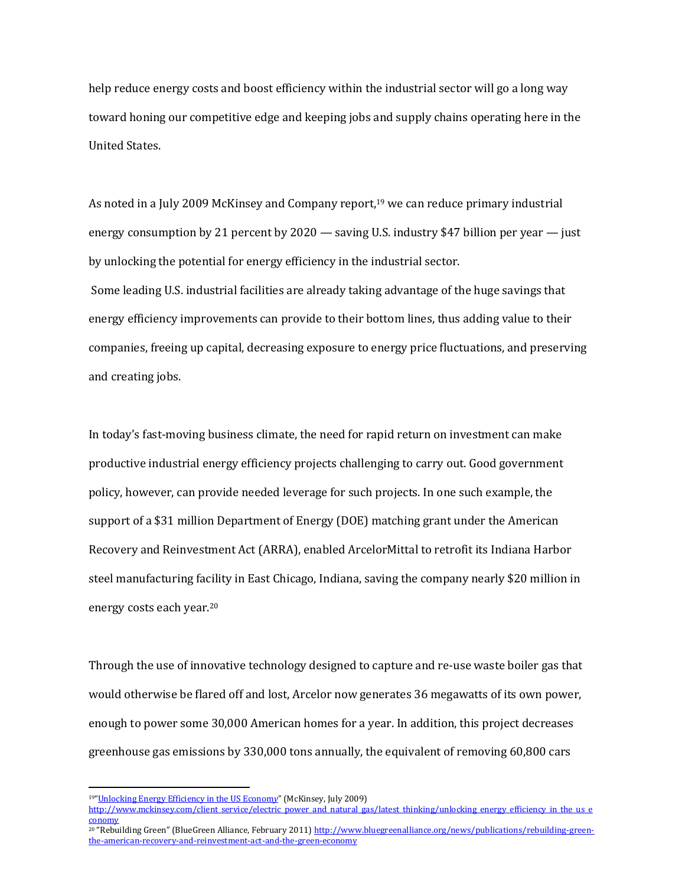help reduce energy costs and boost efficiency within the industrial sector will go a long way toward honing our competitive edge and keeping jobs and supply chains operating here in the United States.

As noted in a July 2009 McKinsey and Company report,[19] we can reduce primary industrial energy consumption by 21 percent by 2020 — saving U.S. industry $47 billion per year — just by unlocking the potential for energy efficiency in the industrial sector.

Some leading U.S. industrial facilities are already taking advantage of the huge savings that energy efficiency improvements can provide to their bottom lines, thus adding value to their companies, freeing up capital, decreasing exposure to energy price fluctuations, and preserving and creating jobs.

In today's fast-moving business climate, the need for rapid return on investment can make productive industrial energy efficiency projects challenging to carry out. Good government policy, however, can provide needed leverage for such projects. In one such example, the support of a $31 million Department of Energy (DOE) matching grant under the American Recovery and Reinvestment Act (ARRA), enabled ArcelorMittal to retrofit its Indiana Harbor steel manufacturing facility in East Chicago, Indiana, saving the company nearly $20 million in energy costs each year.[20]

Through the use of innovative technology designed to capture and re-use waste boiler gas that would otherwise be flared off and lost, Arcelor now generates 36 megawatts of its own power, enough to power some 30,000 American homes for a year. In addition, this project decreases greenhouse gas emissions by 330,000 tons annually, the equivalent of removing 60,800 cars

---

[19] "Unlocking Energy Efficiency in the US Economy" (McKinsey, July 2009) http://www.mckinsey.com/client_service/electric_power_and_natural_gas/latest_thinking/unlocking_energy_efficiency_in_the_us_economy

[20] "Rebuilding Green" (BlueGreen Alliance, February 2011) http://www.bluegreenalliance.org/news/publications/rebuilding-green-the-american-recovery-and-reinvestment-act-and-the-green-economy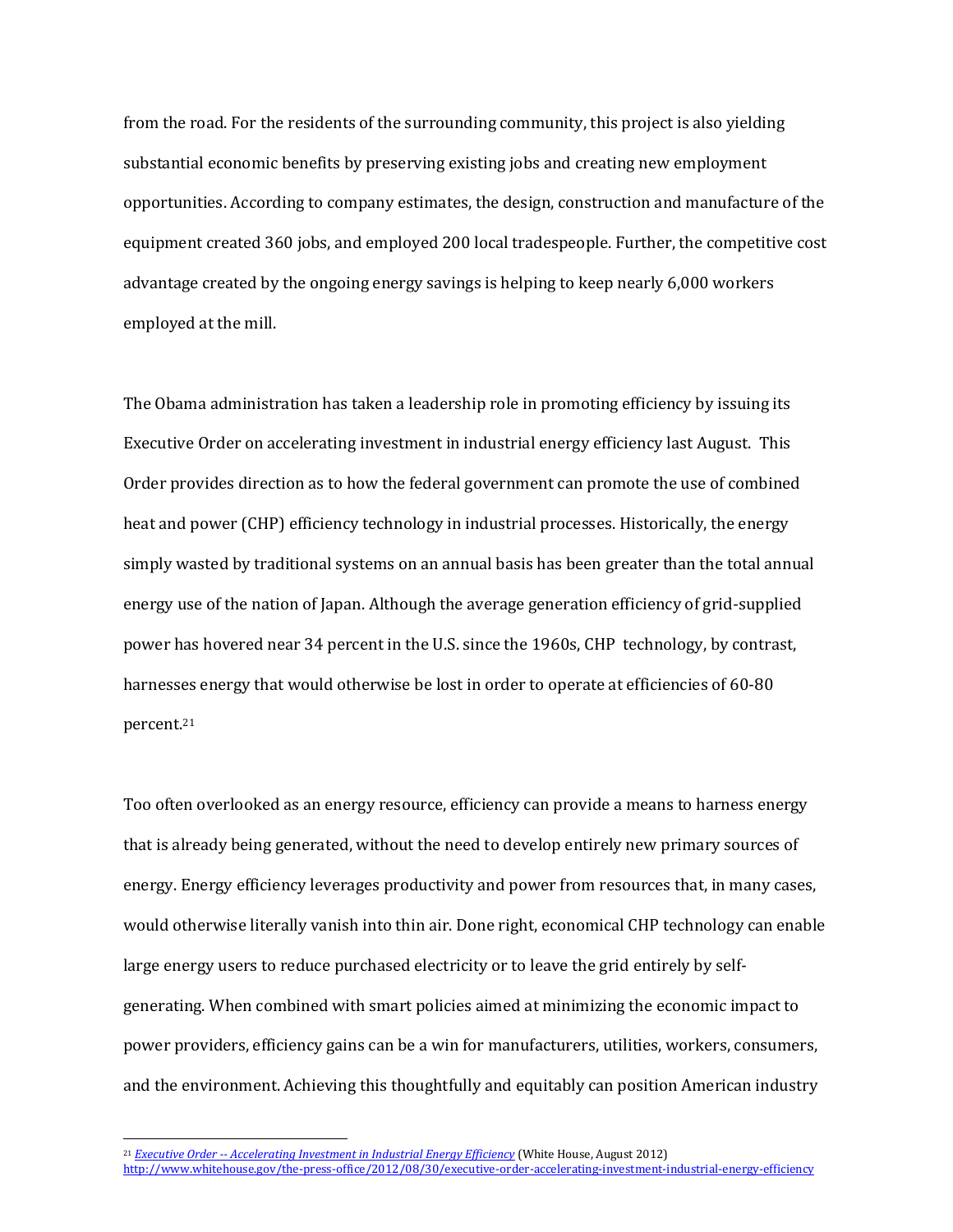from the road. For the residents of the surrounding community, this project is also yielding substantial economic benefits by preserving existing jobs and creating new employment opportunities. According to company estimates, the design, construction and manufacture of the equipment created 360 jobs, and employed 200 local tradespeople. Further, the competitive cost advantage created by the ongoing energy savings is helping to keep nearly 6,000 workers employed at the mill.

The Obama administration has taken a leadership role in promoting efficiency by issuing its Executive Order on accelerating investment in industrial energy efficiency last August. This Order provides direction as to how the federal government can promote the use of combined heat and power (CHP) efficiency technology in industrial processes. Historically, the energy simply wasted by traditional systems on an annual basis has been greater than the total annual energy use of the nation of Japan. Although the average generation efficiency of grid-supplied power has hovered near 34 percent in the U.S. since the 1960s, CHP technology, by contrast, harnesses energy that would otherwise be lost in order to operate at efficiencies of 60-80 percent.[21]

Too often overlooked as an energy resource, efficiency can provide a means to harness energy that is already being generated, without the need to develop entirely new primary sources of energy. Energy efficiency leverages productivity and power from resources that, in many cases, would otherwise literally vanish into thin air. Done right, economical CHP technology can enable large energy users to reduce purchased electricity or to leave the grid entirely by self-generating. When combined with smart policies aimed at minimizing the economic impact to power providers, efficiency gains can be a win for manufacturers, utilities, workers, consumers, and the environment. Achieving this thoughtfully and equitably can position American industry

---

[21] *Executive Order -- Accelerating Investment in Industrial Energy Efficiency* (White House, August 2012) http://www.whitehouse.gov/the-press-office/2012/08/30/executive-order-accelerating-investment-industrial-energy-efficiency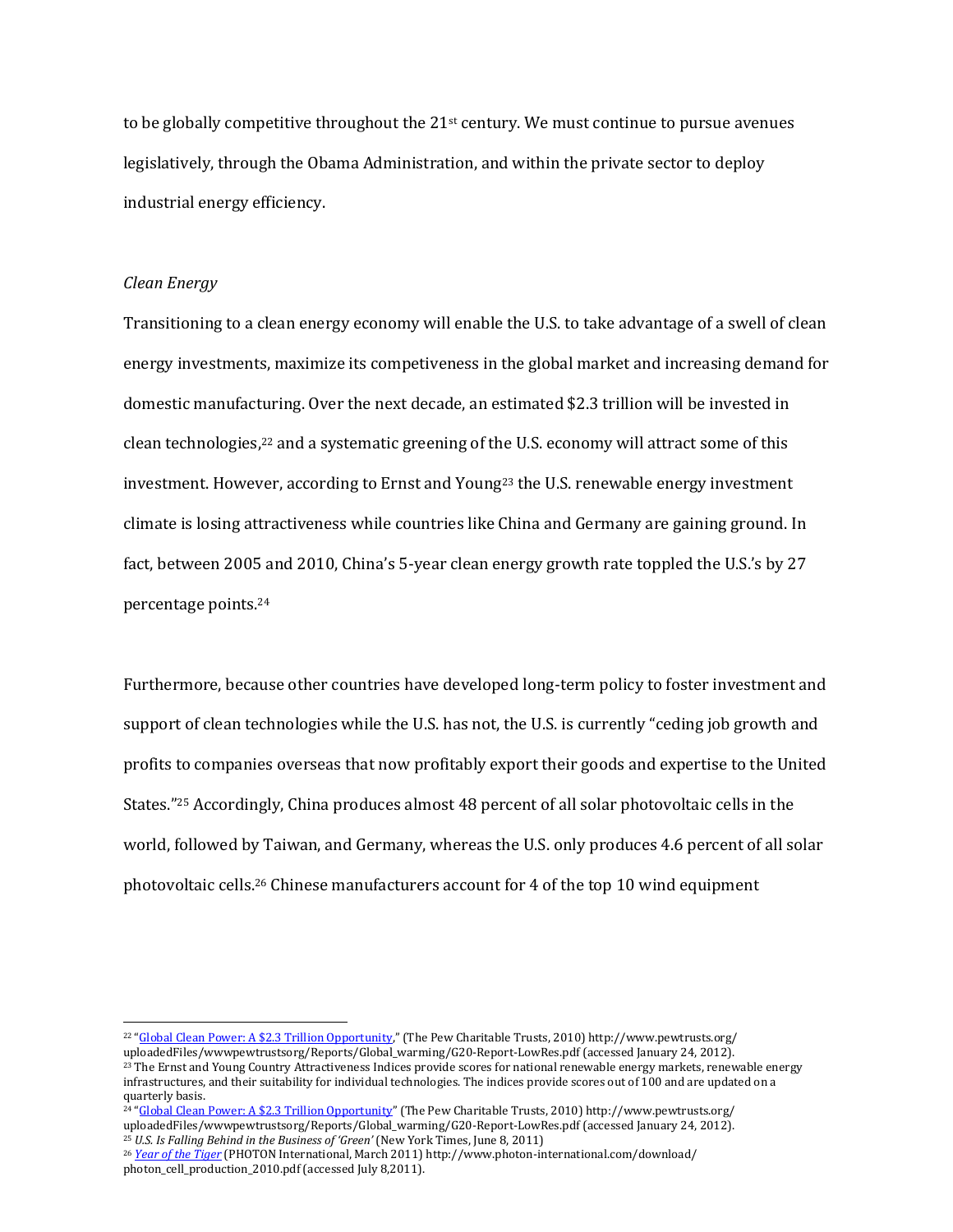to be globally competitive throughout the 21st century. We must continue to pursue avenues legislatively, through the Obama Administration, and within the private sector to deploy industrial energy efficiency.

*Clean Energy*

Transitioning to a clean energy economy will enable the U.S. to take advantage of a swell of clean energy investments, maximize its competiveness in the global market and increasing demand for domestic manufacturing. Over the next decade, an estimated $2.3 trillion will be invested in clean technologies,[22] and a systematic greening of the U.S. economy will attract some of this investment. However, according to Ernst and Young[23] the U.S. renewable energy investment climate is losing attractiveness while countries like China and Germany are gaining ground. In fact, between 2005 and 2010, China's 5-year clean energy growth rate toppled the U.S.'s by 27 percentage points.[24]

Furthermore, because other countries have developed long-term policy to foster investment and support of clean technologies while the U.S. has not, the U.S. is currently "ceding job growth and profits to companies overseas that now profitably export their goods and expertise to the United States."[25] Accordingly, China produces almost 48 percent of all solar photovoltaic cells in the world, followed by Taiwan, and Germany, whereas the U.S. only produces 4.6 percent of all solar photovoltaic cells.[26] Chinese manufacturers account for 4 of the top 10 wind equipment

---

[22] "Global Clean Power: A $2.3 Trillion Opportunity," (The Pew Charitable Trusts, 2010) http://www.pewtrusts.org/uploadedFiles/wwwpewtrustsorg/Reports/Global_warming/G20-Report-LowRes.pdf (accessed January 24, 2012).

[23] The Ernst and Young Country Attractiveness Indices provide scores for national renewable energy markets, renewable energy infrastructures, and their suitability for individual technologies. The indices provide scores out of 100 and are updated on a quarterly basis.

[24] "Global Clean Power: A $2.3 Trillion Opportunity" (The Pew Charitable Trusts, 2010) http://www.pewtrusts.org/uploadedFiles/wwwpewtrustsorg/Reports/Global_warming/G20-Report-LowRes.pdf (accessed January 24, 2012).

[25] *U.S. Is Falling Behind in the Business of 'Green'* (New York Times, June 8, 2011)

[26] *Year of the Tiger* (PHOTON International, March 2011) http://www.photon-international.com/download/photon_cell_production_2010.pdf (accessed July 8,2011).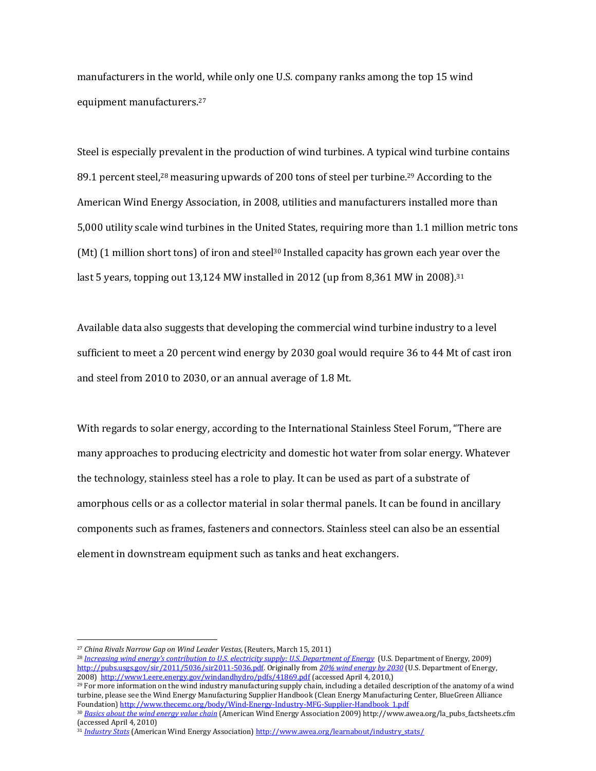manufacturers in the world, while only one U.S. company ranks among the top 15 wind equipment manufacturers.[27]

Steel is especially prevalent in the production of wind turbines. A typical wind turbine contains 89.1 percent steel,[28] measuring upwards of 200 tons of steel per turbine.[29] According to the American Wind Energy Association, in 2008, utilities and manufacturers installed more than 5,000 utility scale wind turbines in the United States, requiring more than 1.1 million metric tons (Mt) (1 million short tons) of iron and steel[30] Installed capacity has grown each year over the last 5 years, topping out 13,124 MW installed in 2012 (up from 8,361 MW in 2008).[31]

Available data also suggests that developing the commercial wind turbine industry to a level sufficient to meet a 20 percent wind energy by 2030 goal would require 36 to 44 Mt of cast iron and steel from 2010 to 2030, or an annual average of 1.8 Mt.

With regards to solar energy, according to the International Stainless Steel Forum, "There are many approaches to producing electricity and domestic hot water from solar energy. Whatever the technology, stainless steel has a role to play. It can be used as part of a substrate of amorphous cells or as a collector material in solar thermal panels. It can be found in ancillary components such as frames, fasteners and connectors. Stainless steel can also be an essential element in downstream equipment such as tanks and heat exchangers.

---

[27] *China Rivals Narrow Gap on Wind Leader Vestas*, (Reuters, March 15, 2011)

[28] *Increasing wind energy's contribution to U.S. electricity supply: U.S. Department of Energy* (U.S. Department of Energy, 2009) http://pubs.usgs.gov/sir/2011/5036/sir2011-5036.pdf. Originally from *20% wind energy by 2030* (U.S. Department of Energy, 2008) http://www1.eere.energy.gov/windandhydro/pdfs/41869.pdf (accessed April 4, 2010,)

[29] For more information on the wind industry manufacturing supply chain, including a detailed description of the anatomy of a wind turbine, please see the Wind Energy Manufacturing Supplier Handbook (Clean Energy Manufacturing Center, BlueGreen Alliance Foundation) http://www.thecemc.org/body/Wind-Energy-Industry-MFG-Supplier-Handbook_1.pdf

[30] *Basics about the wind energy value chain* (American Wind Energy Association 2009) http://www.awea.org/la_pubs_factsheets.cfm (accessed April 4, 2010)

[31] *Industry Stats* (American Wind Energy Association) http://www.awea.org/learnabout/industry_stats/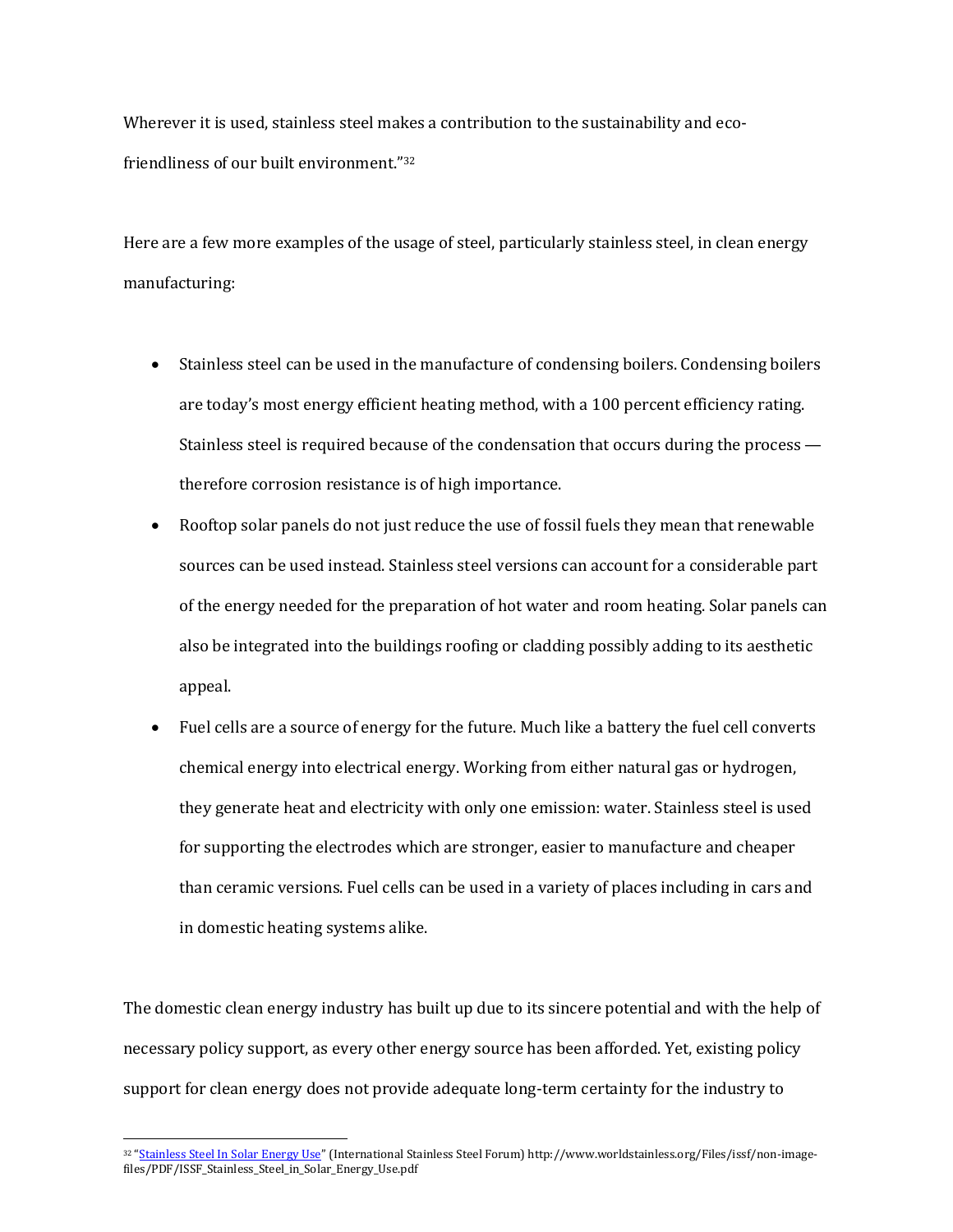Wherever it is used, stainless steel makes a contribution to the sustainability and eco-friendliness of our built environment."[32]

Here are a few more examples of the usage of steel, particularly stainless steel, in clean energy manufacturing:

- Stainless steel can be used in the manufacture of condensing boilers. Condensing boilers are today's most energy efficient heating method, with a 100 percent efficiency rating. Stainless steel is required because of the condensation that occurs during the process — therefore corrosion resistance is of high importance.
- Rooftop solar panels do not just reduce the use of fossil fuels they mean that renewable sources can be used instead. Stainless steel versions can account for a considerable part of the energy needed for the preparation of hot water and room heating. Solar panels can also be integrated into the buildings roofing or cladding possibly adding to its aesthetic appeal.
- Fuel cells are a source of energy for the future. Much like a battery the fuel cell converts chemical energy into electrical energy. Working from either natural gas or hydrogen, they generate heat and electricity with only one emission: water. Stainless steel is used for supporting the electrodes which are stronger, easier to manufacture and cheaper than ceramic versions. Fuel cells can be used in a variety of places including in cars and in domestic heating systems alike.

The domestic clean energy industry has built up due to its sincere potential and with the help of necessary policy support, as every other energy source has been afforded. Yet, existing policy support for clean energy does not provide adequate long-term certainty for the industry to

[32] "Stainless Steel In Solar Energy Use" (International Stainless Steel Forum) http://www.worldstainless.org/Files/issf/non-image-files/PDF/ISSF_Stainless_Steel_in_Solar_Energy_Use.pdf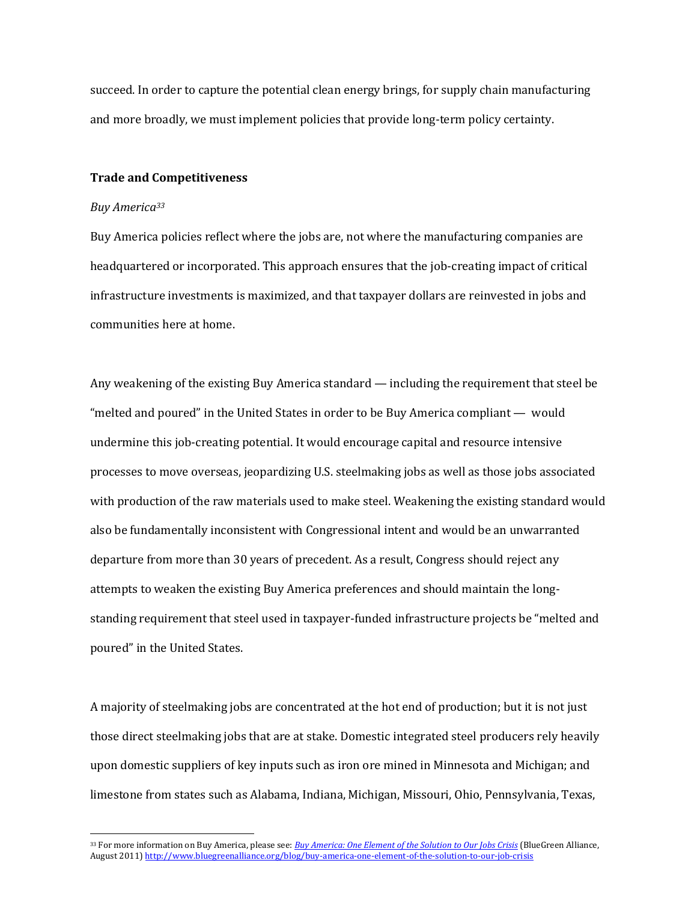succeed. In order to capture the potential clean energy brings, for supply chain manufacturing and more broadly, we must implement policies that provide long-term policy certainty.

**Trade and Competitiveness**

*Buy America*[33]

Buy America policies reflect where the jobs are, not where the manufacturing companies are headquartered or incorporated. This approach ensures that the job-creating impact of critical infrastructure investments is maximized, and that taxpayer dollars are reinvested in jobs and communities here at home.

Any weakening of the existing Buy America standard — including the requirement that steel be "melted and poured" in the United States in order to be Buy America compliant — would undermine this job-creating potential. It would encourage capital and resource intensive processes to move overseas, jeopardizing U.S. steelmaking jobs as well as those jobs associated with production of the raw materials used to make steel. Weakening the existing standard would also be fundamentally inconsistent with Congressional intent and would be an unwarranted departure from more than 30 years of precedent. As a result, Congress should reject any attempts to weaken the existing Buy America preferences and should maintain the long-standing requirement that steel used in taxpayer-funded infrastructure projects be "melted and poured" in the United States.

A majority of steelmaking jobs are concentrated at the hot end of production; but it is not just those direct steelmaking jobs that are at stake. Domestic integrated steel producers rely heavily upon domestic suppliers of key inputs such as iron ore mined in Minnesota and Michigan; and limestone from states such as Alabama, Indiana, Michigan, Missouri, Ohio, Pennsylvania, Texas,

---

[33] For more information on Buy America, please see: *Buy America: One Element of the Solution to Our Jobs Crisis* (BlueGreen Alliance, August 2011) http://www.bluegreenalliance.org/blog/buy-america-one-element-of-the-solution-to-our-job-crisis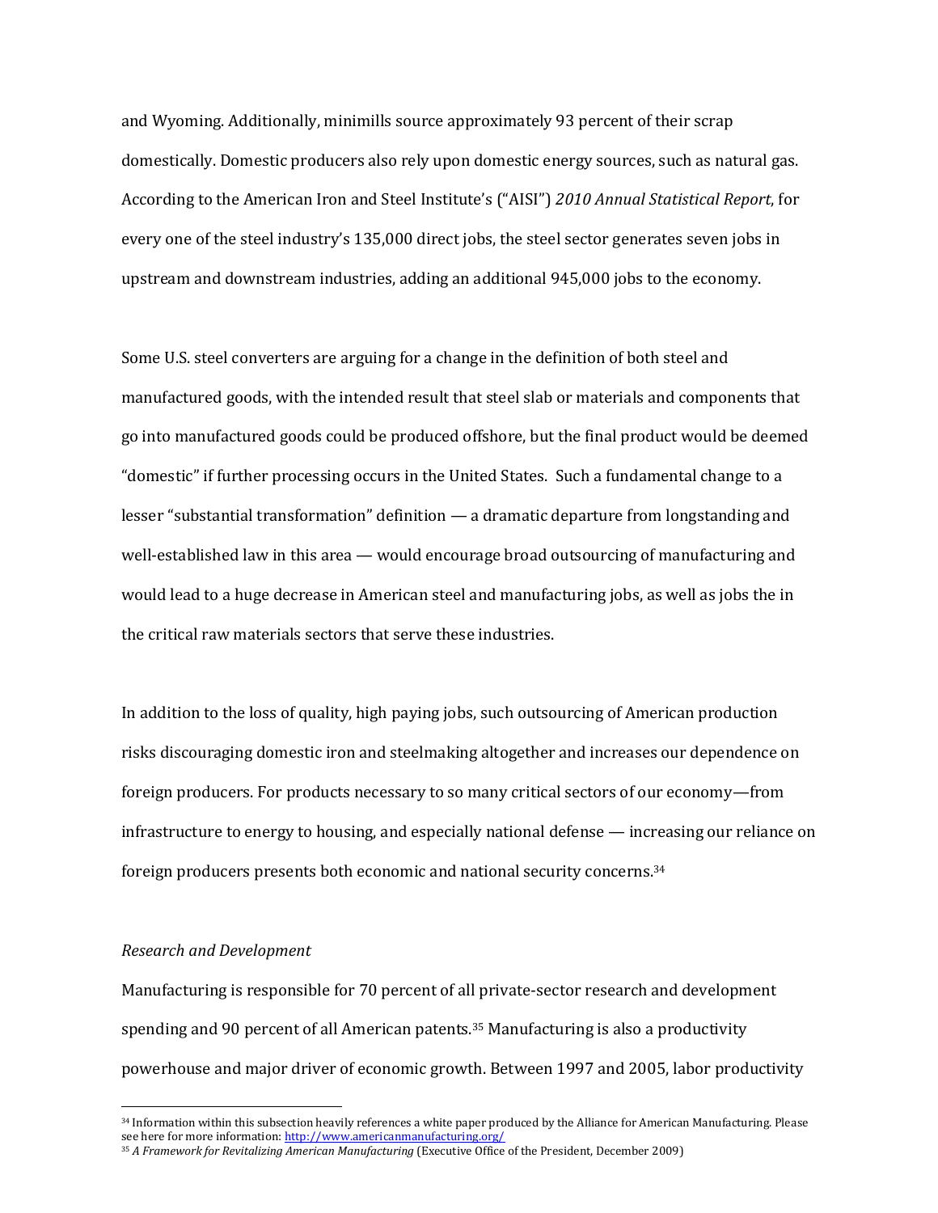and Wyoming. Additionally, minimills source approximately 93 percent of their scrap domestically. Domestic producers also rely upon domestic energy sources, such as natural gas. According to the American Iron and Steel Institute's ("AISI") *2010 Annual Statistical Report*, for every one of the steel industry's 135,000 direct jobs, the steel sector generates seven jobs in upstream and downstream industries, adding an additional 945,000 jobs to the economy.

Some U.S. steel converters are arguing for a change in the definition of both steel and manufactured goods, with the intended result that steel slab or materials and components that go into manufactured goods could be produced offshore, but the final product would be deemed "domestic" if further processing occurs in the United States. Such a fundamental change to a lesser "substantial transformation" definition — a dramatic departure from longstanding and well-established law in this area — would encourage broad outsourcing of manufacturing and would lead to a huge decrease in American steel and manufacturing jobs, as well as jobs the in the critical raw materials sectors that serve these industries.

In addition to the loss of quality, high paying jobs, such outsourcing of American production risks discouraging domestic iron and steelmaking altogether and increases our dependence on foreign producers. For products necessary to so many critical sectors of our economy—from infrastructure to energy to housing, and especially national defense — increasing our reliance on foreign producers presents both economic and national security concerns.[34]

*Research and Development*

Manufacturing is responsible for 70 percent of all private-sector research and development spending and 90 percent of all American patents.[35] Manufacturing is also a productivity powerhouse and major driver of economic growth. Between 1997 and 2005, labor productivity

---

[34] Information within this subsection heavily references a white paper produced by the Alliance for American Manufacturing. Please see here for more information: http://www.americanmanufacturing.org/

[35] *A Framework for Revitalizing American Manufacturing* (Executive Office of the President, December 2009)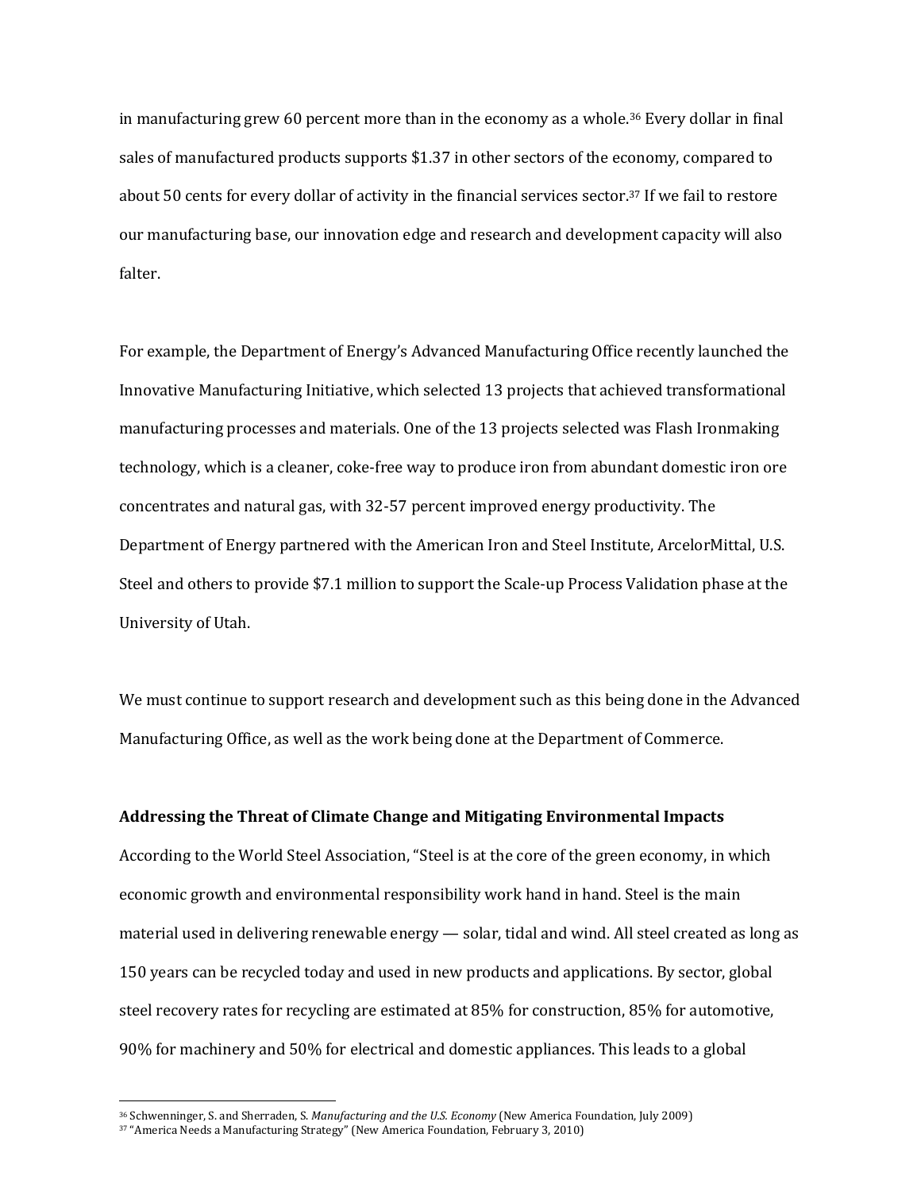in manufacturing grew 60 percent more than in the economy as a whole.[36] Every dollar in final sales of manufactured products supports $1.37 in other sectors of the economy, compared to about 50 cents for every dollar of activity in the financial services sector.[37] If we fail to restore our manufacturing base, our innovation edge and research and development capacity will also falter.

For example, the Department of Energy's Advanced Manufacturing Office recently launched the Innovative Manufacturing Initiative, which selected 13 projects that achieved transformational manufacturing processes and materials. One of the 13 projects selected was Flash Ironmaking technology, which is a cleaner, coke-free way to produce iron from abundant domestic iron ore concentrates and natural gas, with 32-57 percent improved energy productivity. The Department of Energy partnered with the American Iron and Steel Institute, ArcelorMittal, U.S. Steel and others to provide $7.1 million to support the Scale-up Process Validation phase at the University of Utah.

We must continue to support research and development such as this being done in the Advanced Manufacturing Office, as well as the work being done at the Department of Commerce.

**Addressing the Threat of Climate Change and Mitigating Environmental Impacts**

According to the World Steel Association, "Steel is at the core of the green economy, in which economic growth and environmental responsibility work hand in hand. Steel is the main material used in delivering renewable energy — solar, tidal and wind. All steel created as long as 150 years can be recycled today and used in new products and applications. By sector, global steel recovery rates for recycling are estimated at 85% for construction, 85% for automotive, 90% for machinery and 50% for electrical and domestic appliances. This leads to a global

---

[36] Schwenninger, S. and Sherraden, S. *Manufacturing and the U.S. Economy* (New America Foundation, July 2009)

[37] "America Needs a Manufacturing Strategy" (New America Foundation, February 3, 2010)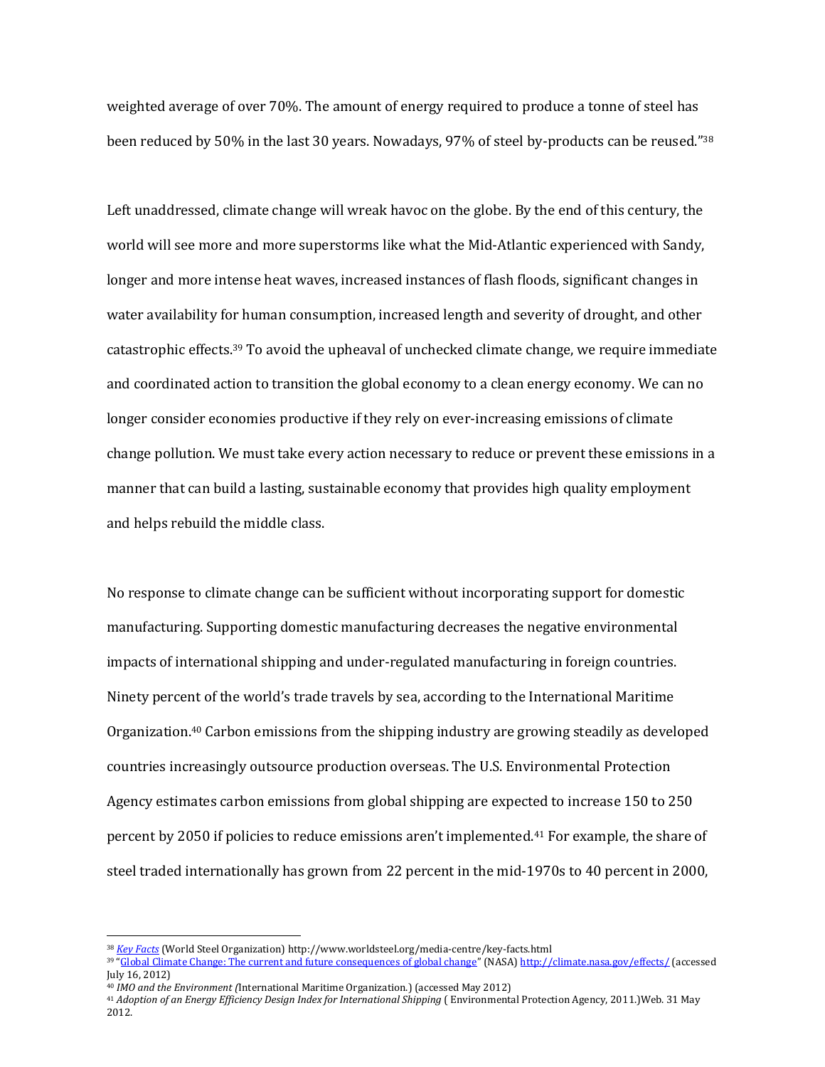weighted average of over 70%. The amount of energy required to produce a tonne of steel has been reduced by 50% in the last 30 years. Nowadays, 97% of steel by-products can be reused."[38]

Left unaddressed, climate change will wreak havoc on the globe. By the end of this century, the world will see more and more superstorms like what the Mid-Atlantic experienced with Sandy, longer and more intense heat waves, increased instances of flash floods, significant changes in water availability for human consumption, increased length and severity of drought, and other catastrophic effects.[39] To avoid the upheaval of unchecked climate change, we require immediate and coordinated action to transition the global economy to a clean energy economy. We can no longer consider economies productive if they rely on ever-increasing emissions of climate change pollution. We must take every action necessary to reduce or prevent these emissions in a manner that can build a lasting, sustainable economy that provides high quality employment and helps rebuild the middle class.

No response to climate change can be sufficient without incorporating support for domestic manufacturing. Supporting domestic manufacturing decreases the negative environmental impacts of international shipping and under-regulated manufacturing in foreign countries. Ninety percent of the world's trade travels by sea, according to the International Maritime Organization.[40] Carbon emissions from the shipping industry are growing steadily as developed countries increasingly outsource production overseas. The U.S. Environmental Protection Agency estimates carbon emissions from global shipping are expected to increase 150 to 250 percent by 2050 if policies to reduce emissions aren't implemented.[41] For example, the share of steel traded internationally has grown from 22 percent in the mid-1970s to 40 percent in 2000,

---

[38] *Key Facts* (World Steel Organization) http://www.worldsteel.org/media-centre/key-facts.html

[39] "Global Climate Change: The current and future consequences of global change" (NASA) http://climate.nasa.gov/effects/ (accessed July 16, 2012)

[40] *IMO and the Environment (*International Maritime Organization.) (accessed May 2012)

[41] *Adoption of an Energy Efficiency Design Index for International Shipping* ( Environmental Protection Agency, 2011.)Web. 31 May 2012.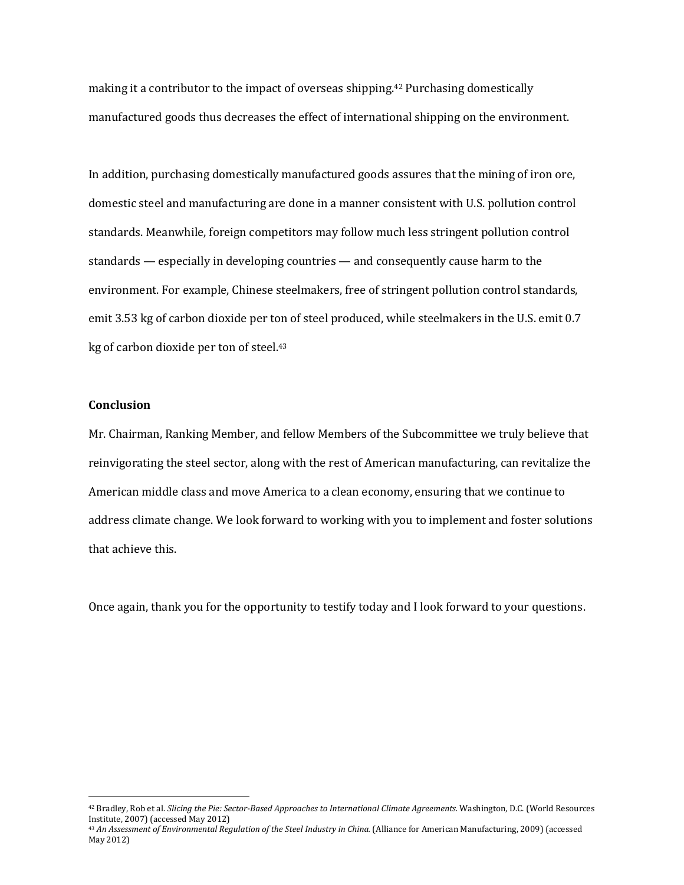making it a contributor to the impact of overseas shipping.[42] Purchasing domestically manufactured goods thus decreases the effect of international shipping on the environment.

In addition, purchasing domestically manufactured goods assures that the mining of iron ore, domestic steel and manufacturing are done in a manner consistent with U.S. pollution control standards. Meanwhile, foreign competitors may follow much less stringent pollution control standards — especially in developing countries — and consequently cause harm to the environment. For example, Chinese steelmakers, free of stringent pollution control standards, emit 3.53 kg of carbon dioxide per ton of steel produced, while steelmakers in the U.S. emit 0.7 kg of carbon dioxide per ton of steel.[43]

**Conclusion**

Mr. Chairman, Ranking Member, and fellow Members of the Subcommittee we truly believe that reinvigorating the steel sector, along with the rest of American manufacturing, can revitalize the American middle class and move America to a clean economy, ensuring that we continue to address climate change. We look forward to working with you to implement and foster solutions that achieve this.

Once again, thank you for the opportunity to testify today and I look forward to your questions.

---

[42] Bradley, Rob et al. *Slicing the Pie: Sector-Based Approaches to International Climate Agreements*. Washington, D.C. (World Resources Institute, 2007) (accessed May 2012)

[43] *An Assessment of Environmental Regulation of the Steel Industry in China.* (Alliance for American Manufacturing, 2009) (accessed May 2012)